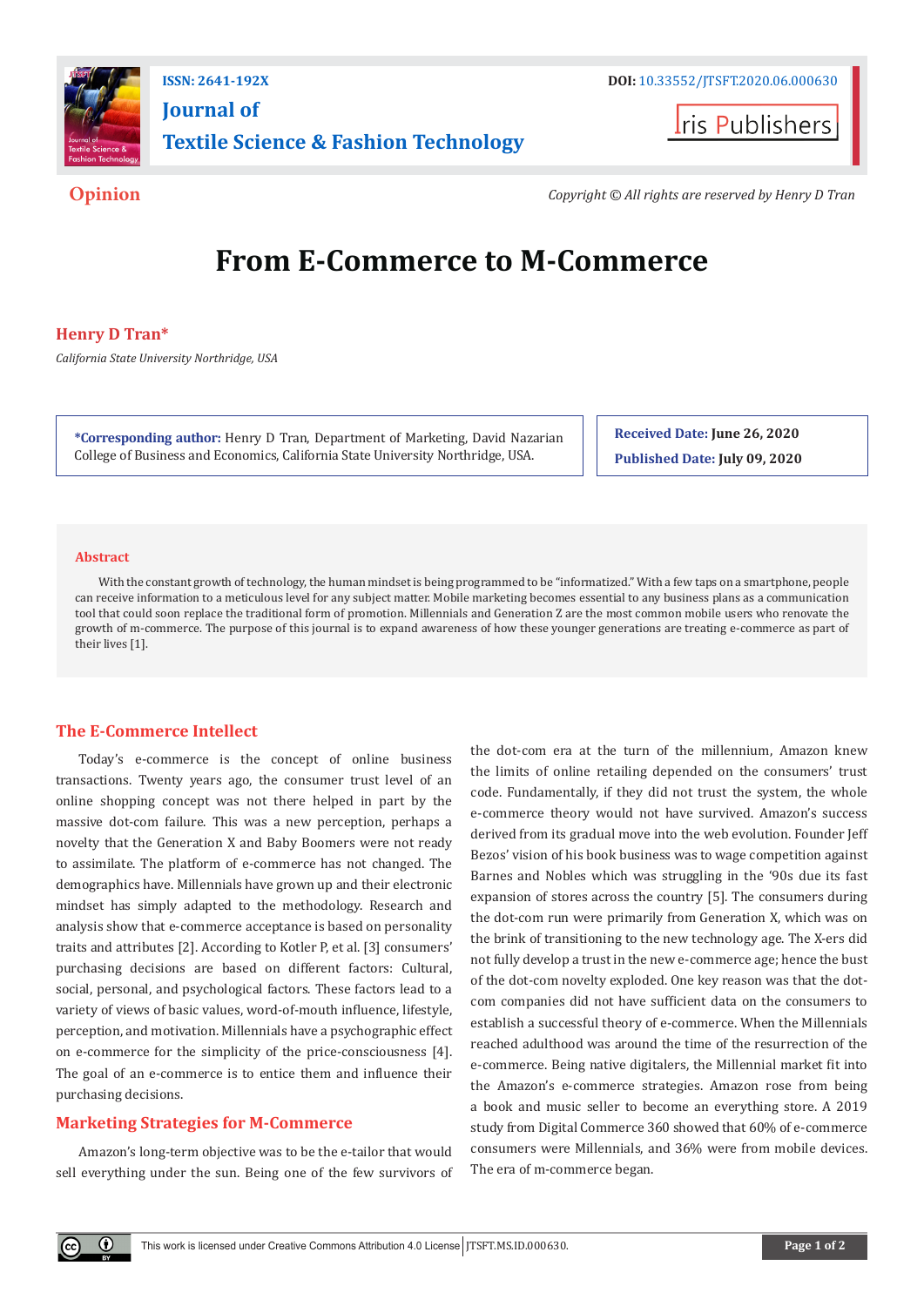ISSN: 2641-192X

DOI: 10.33552/JTSFT.2020.06.000630

**Journal of Textile Science & Fashion Technology**

Iris Publishers

**Opinion**

*Copyright © All rights are reserved by Henry D Tran*

# From E-Commerce to M-Commerce

**Henry D Tran***

*California State University Northridge, USA*

**\*Corresponding author:** Henry D Tran, Department of Marketing, David Nazarian College of Business and Economics, California State University Northridge, USA.

**Received Date: June 26, 2020**

**Published Date: July 09, 2020**

## Abstract

With the constant growth of technology, the human mindset is being programmed to be "informatized." With a few taps on a smartphone, people can receive information to a meticulous level for any subject matter. Mobile marketing becomes essential to any business plans as a communication tool that could soon replace the traditional form of promotion. Millennials and Generation Z are the most common mobile users who renovate the growth of m-commerce. The purpose of this journal is to expand awareness of how these younger generations are treating e-commerce as part of their lives [1].

## The E-Commerce Intellect

Today's e-commerce is the concept of online business transactions. Twenty years ago, the consumer trust level of an online shopping concept was not there helped in part by the massive dot-com failure. This was a new perception, perhaps a novelty that the Generation X and Baby Boomers were not ready to assimilate. The platform of e-commerce has not changed. The demographics have. Millennials have grown up and their electronic mindset has simply adapted to the methodology. Research and analysis show that e-commerce acceptance is based on personality traits and attributes [2]. According to Kotler P, et al. [3] consumers' purchasing decisions are based on different factors: Cultural, social, personal, and psychological factors. These factors lead to a variety of views of basic values, word-of-mouth influence, lifestyle, perception, and motivation. Millennials have a psychographic effect on e-commerce for the simplicity of the price-consciousness [4]. The goal of an e-commerce is to entice them and influence their purchasing decisions.

## Marketing Strategies for M-Commerce

Amazon's long-term objective was to be the e-tailor that would sell everything under the sun. Being one of the few survivors of the dot-com era at the turn of the millennium, Amazon knew the limits of online retailing depended on the consumers' trust code. Fundamentally, if they did not trust the system, the whole e-commerce theory would not have survived. Amazon's success derived from its gradual move into the web evolution. Founder Jeff Bezos' vision of his book business was to wage competition against Barnes and Nobles which was struggling in the '90s due its fast expansion of stores across the country [5]. The consumers during the dot-com run were primarily from Generation X, which was on the brink of transitioning to the new technology age. The X-ers did not fully develop a trust in the new e-commerce age; hence the bust of the dot-com novelty exploded. One key reason was that the dot-com companies did not have sufficient data on the consumers to establish a successful theory of e-commerce. When the Millennials reached adulthood was around the time of the resurrection of the e-commerce. Being native digitalers, the Millennial market fit into the Amazon's e-commerce strategies. Amazon rose from being a book and music seller to become an everything store. A 2019 study from Digital Commerce 360 showed that 60% of e-commerce consumers were Millennials, and 36% were from mobile devices. The era of m-commerce began.

This work is licensed under Creative Commons Attribution 4.0 License JTSFT.MS.ID.000630.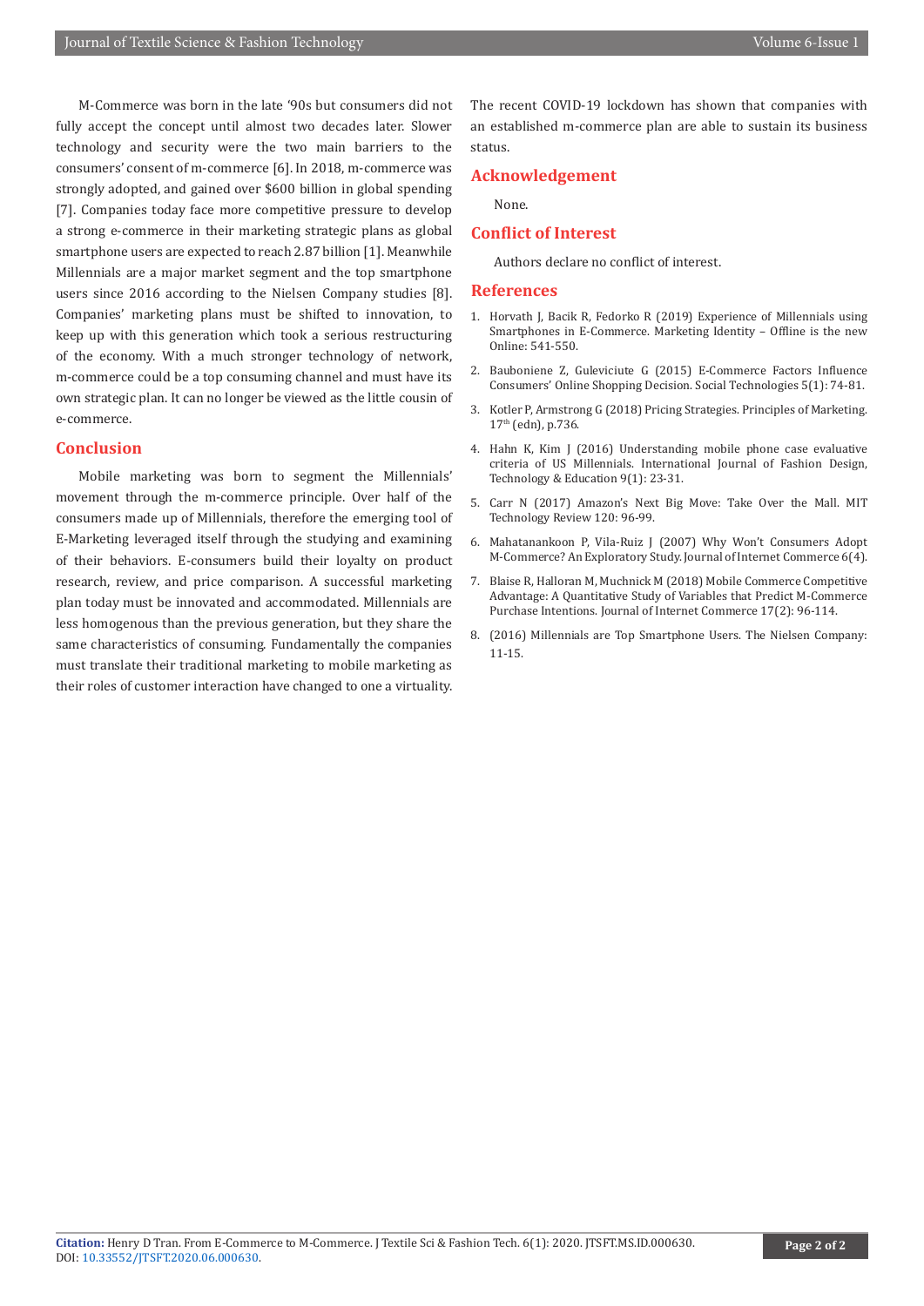M-Commerce was born in the late '90s but consumers did not fully accept the concept until almost two decades later. Slower technology and security were the two main barriers to the consumers' consent of m-commerce [6]. In 2018, m-commerce was strongly adopted, and gained over $600 billion in global spending [7]. Companies today face more competitive pressure to develop a strong e-commerce in their marketing strategic plans as global smartphone users are expected to reach 2.87 billion [1]. Meanwhile Millennials are a major market segment and the top smartphone users since 2016 according to the Nielsen Company studies [8]. Companies' marketing plans must be shifted to innovation, to keep up with this generation which took a serious restructuring of the economy. With a much stronger technology of network, m-commerce could be a top consuming channel and must have its own strategic plan. It can no longer be viewed as the little cousin of e-commerce.

## Conclusion

Mobile marketing was born to segment the Millennials' movement through the m-commerce principle. Over half of the consumers made up of Millennials, therefore the emerging tool of E-Marketing leveraged itself through the studying and examining of their behaviors. E-consumers build their loyalty on product research, review, and price comparison. A successful marketing plan today must be innovated and accommodated. Millennials are less homogenous than the previous generation, but they share the same characteristics of consuming. Fundamentally the companies must translate their traditional marketing to mobile marketing as their roles of customer interaction have changed to one a virtuality. The recent COVID-19 lockdown has shown that companies with an established m-commerce plan are able to sustain its business status.

## Acknowledgement

None.

## Conflict of Interest

Authors declare no conflict of interest.

## References

1. Horvath J, Bacik R, Fedorko R (2019) Experience of Millennials using Smartphones in E-Commerce. Marketing Identity – Offline is the new Online: 541-550.
2. Bauboniene Z, Guleviciute G (2015) E-Commerce Factors Influence Consumers' Online Shopping Decision. Social Technologies 5(1): 74-81.
3. Kotler P, Armstrong G (2018) Pricing Strategies. Principles of Marketing. 17th (edn), p.736.
4. Hahn K, Kim J (2016) Understanding mobile phone case evaluative criteria of US Millennials. International Journal of Fashion Design, Technology & Education 9(1): 23-31.
5. Carr N (2017) Amazon's Next Big Move: Take Over the Mall. MIT Technology Review 120: 96-99.
6. Mahatanankoon P, Vila-Ruiz J (2007) Why Won't Consumers Adopt M-Commerce? An Exploratory Study. Journal of Internet Commerce 6(4).
7. Blaise R, Halloran M, Muchnick M (2018) Mobile Commerce Competitive Advantage: A Quantitative Study of Variables that Predict M-Commerce Purchase Intentions. Journal of Internet Commerce 17(2): 96-114.
8. (2016) Millennials are Top Smartphone Users. The Nielsen Company: 11-15.

**Citation:** Henry D Tran. From E-Commerce to M-Commerce. J Textile Sci & Fashion Tech. 6(1): 2020. JTSFT.MS.ID.000630. DOI: 10.33552/JTSFT.2020.06.000630.